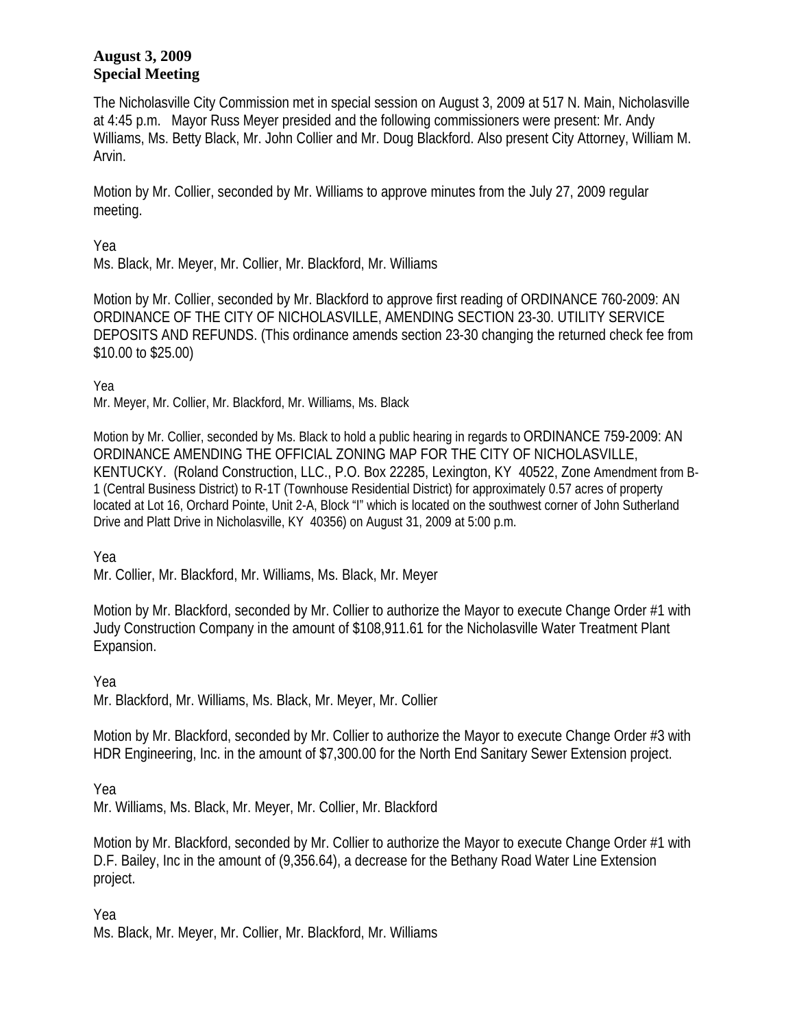**August 3, 2009**
**Special Meeting**

The Nicholasville City Commission met in special session on August 3, 2009 at 517 N. Main, Nicholasville at 4:45 p.m. Mayor Russ Meyer presided and the following commissioners were present: Mr. Andy Williams, Ms. Betty Black, Mr. John Collier and Mr. Doug Blackford. Also present City Attorney, William M. Arvin.

Motion by Mr. Collier, seconded by Mr. Williams to approve minutes from the July 27, 2009 regular meeting.

Yea
Ms. Black, Mr. Meyer, Mr. Collier, Mr. Blackford, Mr. Williams

Motion by Mr. Collier, seconded by Mr. Blackford to approve first reading of ORDINANCE 760-2009: AN ORDINANCE OF THE CITY OF NICHOLASVILLE, AMENDING SECTION 23-30. UTILITY SERVICE DEPOSITS AND REFUNDS. (This ordinance amends section 23-30 changing the returned check fee from $10.00 to $25.00)

Yea
Mr. Meyer, Mr. Collier, Mr. Blackford, Mr. Williams, Ms. Black

Motion by Mr. Collier, seconded by Ms. Black to hold a public hearing in regards to ORDINANCE 759-2009: AN ORDINANCE AMENDING THE OFFICIAL ZONING MAP FOR THE CITY OF NICHOLASVILLE, KENTUCKY. (Roland Construction, LLC., P.O. Box 22285, Lexington, KY 40522, Zone Amendment from B-1 (Central Business District) to R-1T (Townhouse Residential District) for approximately 0.57 acres of property located at Lot 16, Orchard Pointe, Unit 2-A, Block "I" which is located on the southwest corner of John Sutherland Drive and Platt Drive in Nicholasville, KY 40356) on August 31, 2009 at 5:00 p.m.

Yea
Mr. Collier, Mr. Blackford, Mr. Williams, Ms. Black, Mr. Meyer

Motion by Mr. Blackford, seconded by Mr. Collier to authorize the Mayor to execute Change Order #1 with Judy Construction Company in the amount of $108,911.61 for the Nicholasville Water Treatment Plant Expansion.

Yea
Mr. Blackford, Mr. Williams, Ms. Black, Mr. Meyer, Mr. Collier

Motion by Mr. Blackford, seconded by Mr. Collier to authorize the Mayor to execute Change Order #3 with HDR Engineering, Inc. in the amount of $7,300.00 for the North End Sanitary Sewer Extension project.

Yea
Mr. Williams, Ms. Black, Mr. Meyer, Mr. Collier, Mr. Blackford

Motion by Mr. Blackford, seconded by Mr. Collier to authorize the Mayor to execute Change Order #1 with D.F. Bailey, Inc in the amount of (9,356.64), a decrease for the Bethany Road Water Line Extension project.

Yea
Ms. Black, Mr. Meyer, Mr. Collier, Mr. Blackford, Mr. Williams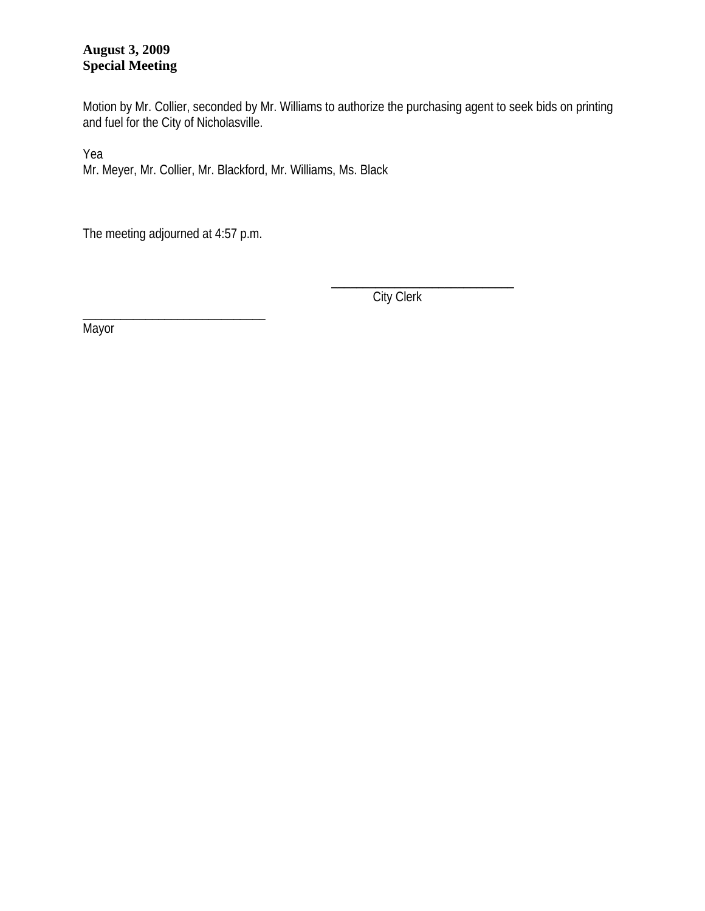**August 3, 2009**
**Special Meeting**

Motion by Mr. Collier, seconded by Mr. Williams to authorize the purchasing agent to seek bids on printing and fuel for the City of Nicholasville.

Yea
Mr. Meyer, Mr. Collier, Mr. Blackford, Mr. Williams, Ms. Black

The meeting adjourned at 4:57 p.m.

\_\_\_\_\_\_\_\_\_\_\_\_\_\_\_\_\_\_\_\_\_\_\_\_\_\_\_\_\_\_
City Clerk

\_\_\_\_\_\_\_\_\_\_\_\_\_\_\_\_\_\_\_\_\_\_\_\_\_\_\_\_\_\_
Mayor